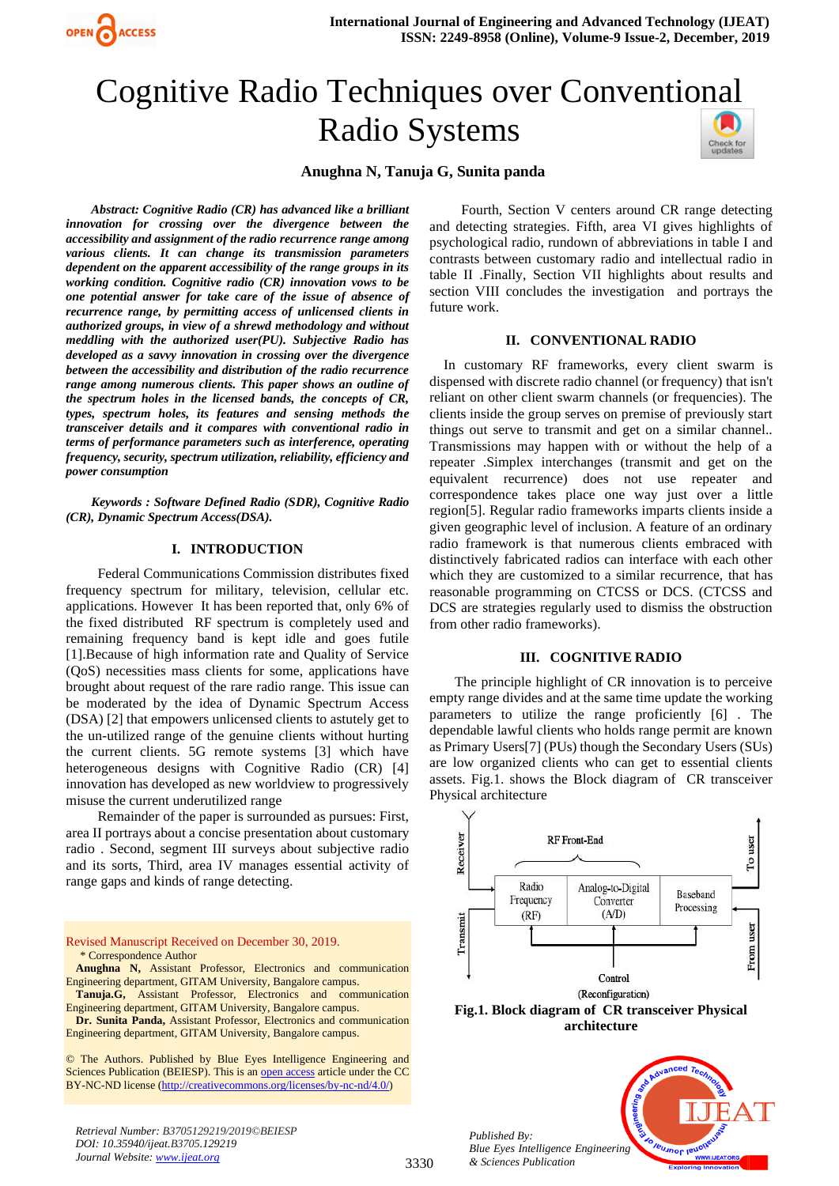# Cognitive Radio Techniques over Conventional Radio Systems

**Anughna N, Tanuja G, Sunita panda**

***Abstract: Cognitive Radio (CR) has advanced like a brilliant innovation for crossing over the divergence between the accessibility and assignment of the radio recurrence range among various clients. It can change its transmission parameters dependent on the apparent accessibility of the range groups in its working condition. Cognitive radio (CR) innovation vows to be one potential answer for take care of the issue of absence of recurrence range, by permitting access of unlicensed clients in authorized groups, in view of a shrewd methodology and without meddling with the authorized user(PU). Subjective Radio has developed as a savvy innovation in crossing over the divergence between the accessibility and distribution of the radio recurrence range among numerous clients. This paper shows an outline of the spectrum holes in the licensed bands, the concepts of CR, types, spectrum holes, its features and sensing methods the transceiver details and it compares with conventional radio in terms of performance parameters such as interference, operating frequency, security, spectrum utilization, reliability, efficiency and power consumption***

***Keywords : Software Defined Radio (SDR), Cognitive Radio (CR), Dynamic Spectrum Access(DSA).***

## I. INTRODUCTION

Federal Communications Commission distributes fixed frequency spectrum for military, television, cellular etc. applications. However It has been reported that, only 6% of the fixed distributed RF spectrum is completely used and remaining frequency band is kept idle and goes futile [1].Because of high information rate and Quality of Service (QoS) necessities mass clients for some, applications have brought about request of the rare radio range. This issue can be moderated by the idea of Dynamic Spectrum Access (DSA) [2] that empowers unlicensed clients to astutely get to the un-utilized range of the genuine clients without hurting the current clients. 5G remote systems [3] which have heterogeneous designs with Cognitive Radio (CR) [4] innovation has developed as new worldview to progressively misuse the current underutilized range

Remainder of the paper is surrounded as pursues: First, area II portrays about a concise presentation about customary radio . Second, segment III surveys about subjective radio and its sorts, Third, area IV manages essential activity of range gaps and kinds of range detecting.

Revised Manuscript Received on December 30, 2019.

\* Correspondence Author

**Anughna N,** Assistant Professor, Electronics and communication Engineering department, GITAM University, Bangalore campus.

**Tanuja.G,** Assistant Professor, Electronics and communication Engineering department, GITAM University, Bangalore campus.

**Dr. Sunita Panda,** Assistant Professor, Electronics and communication Engineering department, GITAM University, Bangalore campus.

© The Authors. Published by Blue Eyes Intelligence Engineering and Sciences Publication (BEIESP). This is an open access article under the CC BY-NC-ND license (http://creativecommons.org/licenses/by-nc-nd/4.0/)

Fourth, Section V centers around CR range detecting and detecting strategies. Fifth, area VI gives highlights of psychological radio, rundown of abbreviations in table I and contrasts between customary radio and intellectual radio in table II .Finally, Section VII highlights about results and section VIII concludes the investigation and portrays the future work.

## II. CONVENTIONAL RADIO

In customary RF frameworks, every client swarm is dispensed with discrete radio channel (or frequency) that isn't reliant on other client swarm channels (or frequencies). The clients inside the group serves on premise of previously start things out serve to transmit and get on a similar channel.. Transmissions may happen with or without the help of a repeater .Simplex interchanges (transmit and get on the equivalent recurrence) does not use repeater and correspondence takes place one way just over a little region[5]. Regular radio frameworks imparts clients inside a given geographic level of inclusion. A feature of an ordinary radio framework is that numerous clients embraced with distinctively fabricated radios can interface with each other which they are customized to a similar recurrence, that has reasonable programming on CTCSS or DCS. (CTCSS and DCS are strategies regularly used to dismiss the obstruction from other radio frameworks).

## III. COGNITIVE RADIO

The principle highlight of CR innovation is to perceive empty range divides and at the same time update the working parameters to utilize the range proficiently [6] . The dependable lawful clients who holds range permit are known as Primary Users[7] (PUs) though the Secondary Users (SUs) are low organized clients who can get to essential clients assets. Fig.1. shows the Block diagram of CR transceiver Physical architecture

| Radio Frequency (RF) | Analog-to-Digital Converter (A/D) | Baseband Processing |
|---|---|---|

RF Front-End; Receiver; Transmit; To user; From user; Control (Reconfiguration)

**Fig.1. Block diagram of CR transceiver Physical architecture**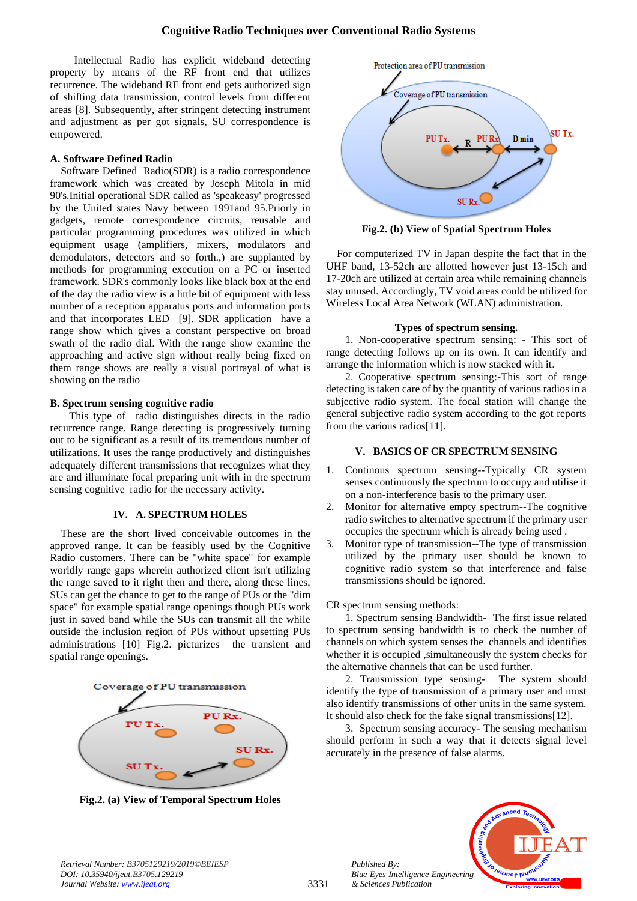Intellectual Radio has explicit wideband detecting property by means of the RF front end that utilizes recurrence. The wideband RF front end gets authorized sign of shifting data transmission, control levels from different areas [8]. Subsequently, after stringent detecting instrument and adjustment as per got signals, SU correspondence is empowered.

### A. Software Defined Radio

Software Defined Radio(SDR) is a radio correspondence framework which was created by Joseph Mitola in mid 90's.Initial operational SDR called as 'speakeasy' progressed by the United states Navy between 1991and 95.Priorly in gadgets, remote correspondence circuits, reusable and particular programming procedures was utilized in which equipment usage (amplifiers, mixers, modulators and demodulators, detectors and so forth.,) are supplanted by methods for programming execution on a PC or inserted framework. SDR's commonly looks like black box at the end of the day the radio view is a little bit of equipment with less number of a reception apparatus ports and information ports and that incorporates LED [9]. SDR application have a range show which gives a constant perspective on broad swath of the radio dial. With the range show examine the approaching and active sign without really being fixed on them range shows are really a visual portrayal of what is showing on the radio

### B. Spectrum sensing cognitive radio

This type of radio distinguishes directs in the radio recurrence range. Range detecting is progressively turning out to be significant as a result of its tremendous number of utilizations. It uses the range productively and distinguishes adequately different transmissions that recognizes what they are and illuminate focal preparing unit with in the spectrum sensing cognitive radio for the necessary activity.

## IV. A. SPECTRUM HOLES

These are the short lived conceivable outcomes in the approved range. It can be feasibly used by the Cognitive Radio customers. There can be "white space" for example worldly range gaps wherein authorized client isn't utilizing the range saved to it right then and there, along these lines, SUs can get the chance to get to the range of PUs or the "dim space" for example spatial range openings though PUs work just in saved band while the SUs can transmit all the while outside the inclusion region of PUs without upsetting PUs administrations [10] Fig.2. pictorizes the transient and spatial range openings.

**Fig.2. (a) View of Temporal Spectrum Holes**

**Fig.2. (b) View of Spatial Spectrum Holes**

For computerized TV in Japan despite the fact that in the UHF band, 13-52ch are allotted however just 13-15ch and 17-20ch are utilized at certain area while remaining channels stay unused. Accordingly, TV void areas could be utilized for Wireless Local Area Network (WLAN) administration.

**Types of spectrum sensing.**

1. Non-cooperative spectrum sensing: - This sort of range detecting follows up on its own. It can identify and arrange the information which is now stacked with it.

2. Cooperative spectrum sensing:-This sort of range detecting is taken care of by the quantity of various radios in a subjective radio system. The focal station will change the general subjective radio system according to the got reports from the various radios[11].

## V. BASICS OF CR SPECTRUM SENSING

1. Continous spectrum sensing--Typically CR system senses continuously the spectrum to occupy and utilise it on a non-interference basis to the primary user.
2. Monitor for alternative empty spectrum--The cognitive radio switches to alternative spectrum if the primary user occupies the spectrum which is already being used .
3. Monitor type of transmission--The type of transmission utilized by the primary user should be known to cognitive radio system so that interference and false transmissions should be ignored.

CR spectrum sensing methods:

1. Spectrum sensing Bandwidth- The first issue related to spectrum sensing bandwidth is to check the number of channels on which system senses the channels and identifies whether it is occupied ,simultaneously the system checks for the alternative channels that can be used further.

2. Transmission type sensing- The system should identify the type of transmission of a primary user and must also identify transmissions of other units in the same system. It should also check for the fake signal transmissions[12].

3. Spectrum sensing accuracy- The sensing mechanism should perform in such a way that it detects signal level accurately in the presence of false alarms.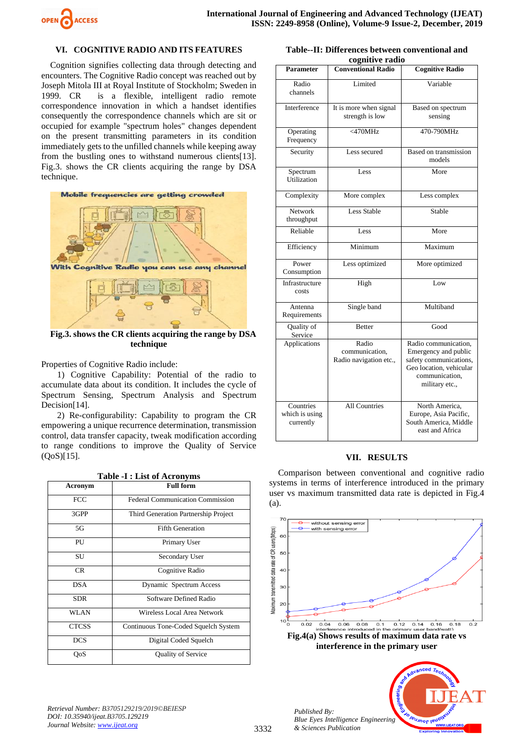## VI. COGNITIVE RADIO AND ITS FEATURES

Cognition signifies collecting data through detecting and encounters. The Cognitive Radio concept was reached out by Joseph Mitola III at Royal Institute of Stockholm; Sweden in 1999. CR is a flexible, intelligent radio remote correspondence innovation in which a handset identifies consequently the correspondence channels which are sit or occupied for example "spectrum holes" changes dependent on the present transmitting parameters in its condition immediately gets to the unfilled channels while keeping away from the bustling ones to withstand numerous clients[13]. Fig.3. shows the CR clients acquiring the range by DSA technique.

**Fig.3. shows the CR clients acquiring the range by DSA technique**

Properties of Cognitive Radio include:

1) Cognitive Capability: Potential of the radio to accumulate data about its condition. It includes the cycle of Spectrum Sensing, Spectrum Analysis and Spectrum Decision[14].

2) Re-configurability: Capability to program the CR empowering a unique recurrence determination, transmission control, data transfer capacity, tweak modification according to range conditions to improve the Quality of Service (QoS)[15].

**Table -I : List of Acronyms**

| Acronym | Full form |
|---|---|
| FCC | Federal Communication Commission |
| 3GPP | Third Generation Partnership Project |
| 5G | Fifth Generation |
| PU | Primary User |
| SU | Secondary User |
| CR | Cognitive Radio |
| DSA | Dynamic Spectrum Access |
| SDR | Software Defined Radio |
| WLAN | Wireless Local Area Network |
| CTCSS | Continuous Tone-Coded Squelch System |
| DCS | Digital Coded Squelch |
| QoS | Quality of Service |

**Table--II: Differences between conventional and cognitive radio**

| Parameter | Conventional Radio | Cognitive Radio |
|---|---|---|
| Radio channels | Limited | Variable |
| Interference | It is more when signal strength is low | Based on spectrum sensing |
| Operating Frequency | <470MHz | 470-790MHz |
| Security | Less secured | Based on transmission models |
| Spectrum Utilization | Less | More |
| Complexity | More complex | Less complex |
| Network throughput | Less Stable | Stable |
| Reliable | Less | More |
| Efficiency | Minimum | Maximum |
| Power Consumption | Less optimized | More optimized |
| Infrastructure costs | High | Low |
| Antenna Requirements | Single band | Multiband |
| Quality of Service | Better | Good |
| Applications | Radio communication, Radio navigation etc., | Radio communication, Emergency and public safety communications, Geo location, vehicular communication, military etc., |
| Countries which is using currently | All Countries | North America, Europe, Asia Pacific, South America, Middle east and Africa |

## VII. RESULTS

Comparison between conventional and cognitive radio systems in terms of interference introduced in the primary user vs maximum transmitted data rate is depicted in Fig.4 (a).

**Fig.4(a) Shows results of maximum data rate vs interference in the primary user**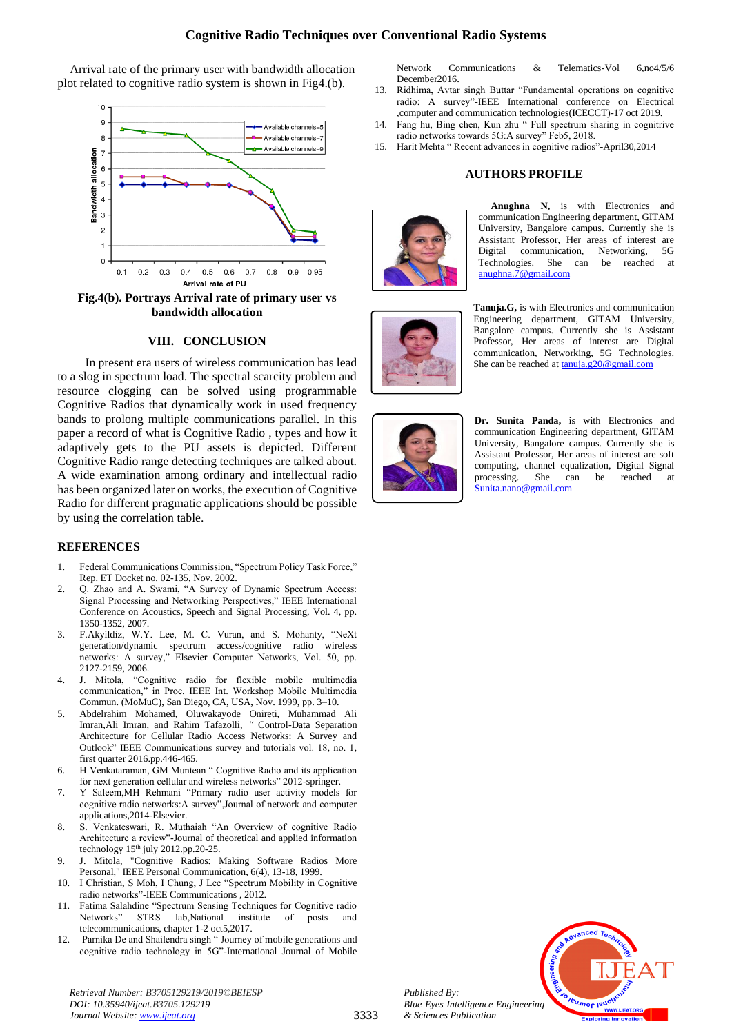Arrival rate of the primary user with bandwidth allocation plot related to cognitive radio system is shown in Fig4.(b).

Bandwidth allocation

10
9
8
7
6
5
4
3
2
1
0

0.1 0.2 0.3 0.4 0.5 0.6 0.7 0.8 0.9 0.95

Arrival rate of PU

Available channels=5
Available channels=7
Available channels=9

**Fig.4(b). Portrays Arrival rate of primary user vs bandwidth allocation**

## VIII. CONCLUSION

In present era users of wireless communication has lead to a slog in spectrum load. The spectral scarcity problem and resource clogging can be solved using programmable Cognitive Radios that dynamically work in used frequency bands to prolong multiple communications parallel. In this paper a record of what is Cognitive Radio , types and how it adaptively gets to the PU assets is depicted. Different Cognitive Radio range detecting techniques are talked about. A wide examination among ordinary and intellectual radio has been organized later on works, the execution of Cognitive Radio for different pragmatic applications should be possible by using the correlation table.

## REFERENCES

1. Federal Communications Commission, "Spectrum Policy Task Force," Rep. ET Docket no. 02-135, Nov. 2002.
2. Q. Zhao and A. Swami, "A Survey of Dynamic Spectrum Access: Signal Processing and Networking Perspectives," IEEE International Conference on Acoustics, Speech and Signal Processing, Vol. 4, pp. 1350-1352, 2007.
3. F.Akyildiz, W.Y. Lee, M. C. Vuran, and S. Mohanty, "NeXt generation/dynamic spectrum access/cognitive radio wireless networks: A survey," Elsevier Computer Networks, Vol. 50, pp. 2127-2159, 2006.
4. J. Mitola, "Cognitive radio for flexible mobile multimedia communication," in Proc. IEEE Int. Workshop Mobile Multimedia Commun. (MoMuC), San Diego, CA, USA, Nov. 1999, pp. 3–10.
5. Abdelrahim Mohamed, Oluwakayode Onireti, Muhammad Ali Imran,Ali Imran, and Rahim Tafazolli, " Control-Data Separation Architecture for Cellular Radio Access Networks: A Survey and Outlook" IEEE Communications survey and tutorials vol. 18, no. 1, first quarter 2016.pp.446-465.
6. H Venkataraman, GM Muntean " Cognitive Radio and its application for next generation cellular and wireless networks" 2012-springer.
7. Y Saleem,MH Rehmani "Primary radio user activity models for cognitive radio networks:A survey",Journal of network and computer applications,2014-Elsevier.
8. S. Venkateswari, R. Muthaiah "An Overview of cognitive Radio Architecture a review"-Journal of theoretical and applied information technology 15th july 2012.pp.20-25.
9. J. Mitola, "Cognitive Radios: Making Software Radios More Personal," IEEE Personal Communication, 6(4), 13-18, 1999.
10. I Christian, S Moh, I Chung, J Lee "Spectrum Mobility in Cognitive radio networks"-IEEE Communications , 2012.
11. Fatima Salahdine "Spectrum Sensing Techniques for Cognitive radio Networks" STRS lab,National institute of posts and telecommunications, chapter 1-2 oct5,2017.
12. Parnika De and Shailendra singh " Journey of mobile generations and cognitive radio technology in 5G"-International Journal of Mobile Network Communications & Telematics-Vol 6,no4/5/6 December2016.
13. Ridhima, Avtar singh Buttar "Fundamental operations on cognitive radio: A survey"-IEEE International conference on Electrical ,computer and communication technologies(ICECCT)-17 oct 2019.
14. Fang hu, Bing chen, Kun zhu " Full spectrum sharing in cognitrive radio networks towards 5G:A survey" Feb5, 2018.
15. Harit Mehta " Recent advances in cognitive radios"-April30,2014

## AUTHORS PROFILE

**Anughna N,** is with Electronics and communication Engineering department, GITAM University, Bangalore campus. Currently she is Assistant Professor, Her areas of interest are Digital communication, Networking, 5G Technologies. She can be reached at anughna.7@gmail.com

**Tanuja.G,** is with Electronics and communication Engineering department, GITAM University, Bangalore campus. Currently she is Assistant Professor, Her areas of interest are Digital communication, Networking, 5G Technologies. She can be reached at tanuja.g20@gmail.com

**Dr. Sunita Panda,** is with Electronics and communication Engineering department, GITAM University, Bangalore campus. Currently she is Assistant Professor, Her areas of interest are soft computing, channel equalization, Digital Signal processing. She can be reached at Sunita.nano@gmail.com